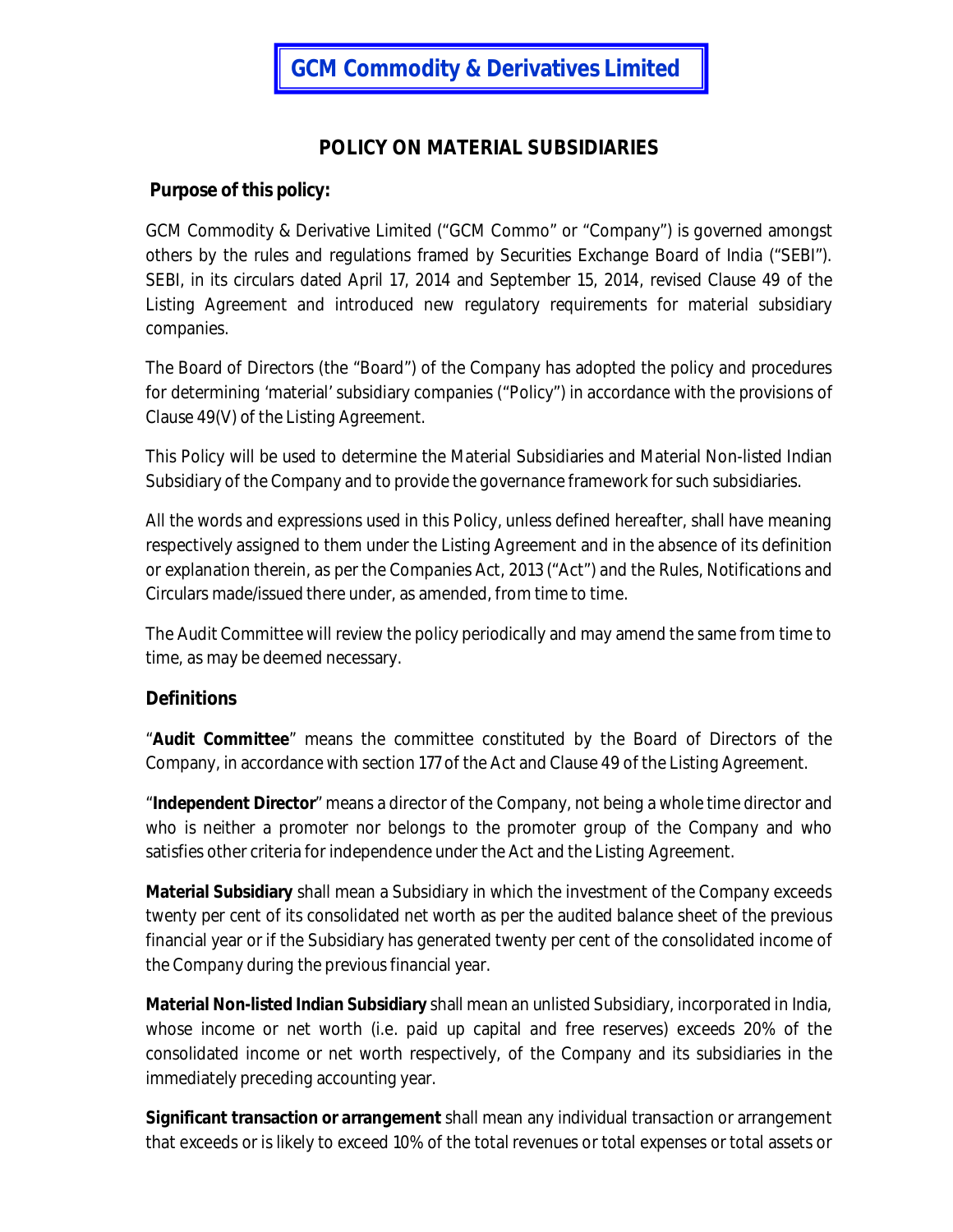# GCM Commodity & Derivatives Limited

## POLICY ON MATERIAL SUBSIDIARIES

### Purpose of this policy:

GCM Commodity & Derivative Limited ("GCM Commo" or "Company") is governed amongst others by the rules and regulations framed by Securities Exchange Board of India ("SEBI"). SEBI, in its circulars dated April 17, 2014 and September 15, 2014, revised Clause 49 of the Listing Agreement and introduced new regulatory requirements for material subsidiary companies.

The Board of Directors (the "Board") of the Company has adopted the policy and procedures for determining 'material' subsidiary companies ("Policy") in accordance with the provisions of Clause 49(V) of the Listing Agreement.

This Policy will be used to determine the Material Subsidiaries and Material Non-listed Indian Subsidiary of the Company and to provide the governance framework for such subsidiaries.

All the words and expressions used in this Policy, unless defined hereafter, shall have meaning respectively assigned to them under the Listing Agreement and in the absence of its definition or explanation therein, as per the Companies Act, 2013 ("Act") and the Rules, Notifications and Circulars made/issued there under, as amended, from time to time.

The Audit Committee will review the policy periodically and may amend the same from time to time, as may be deemed necessary.

### Definitions

"**Audit Committee**" means the committee constituted by the Board of Directors of the Company, in accordance with section 177 of the Act and Clause 49 of the Listing Agreement.

"**Independent Director**" means a director of the Company, not being a whole time director and who is neither a promoter nor belongs to the promoter group of the Company and who satisfies other criteria for independence under the Act and the Listing Agreement.

**Material Subsidiary** shall mean a Subsidiary in which the investment of the Company exceeds twenty per cent of its consolidated net worth as per the audited balance sheet of the previous financial year or if the Subsidiary has generated twenty per cent of the consolidated income of the Company during the previous financial year.

**Material Non-listed Indian Subsidiary** shall mean an unlisted Subsidiary, incorporated in India, whose income or net worth (i.e. paid up capital and free reserves) exceeds 20% of the consolidated income or net worth respectively, of the Company and its subsidiaries in the immediately preceding accounting year.

**Significant transaction or arrangement** shall mean any individual transaction or arrangement that exceeds or is likely to exceed 10% of the total revenues or total expenses or total assets or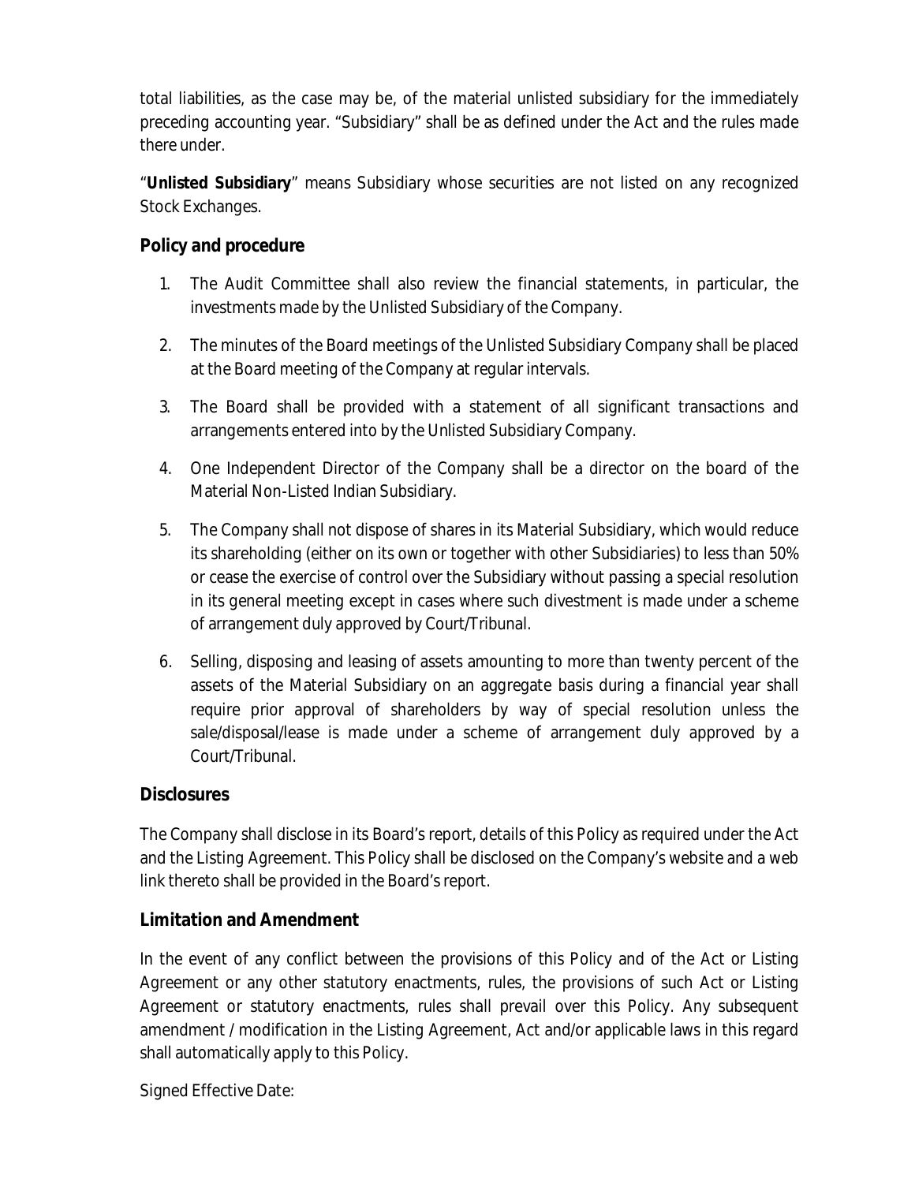total liabilities, as the case may be, of the material unlisted subsidiary for the immediately preceding accounting year. "Subsidiary" shall be as defined under the Act and the rules made there under.

"**Unlisted Subsidiary**" means Subsidiary whose securities are not listed on any recognized Stock Exchanges.

## Policy and procedure

1. The Audit Committee shall also review the financial statements, in particular, the investments made by the Unlisted Subsidiary of the Company.
2. The minutes of the Board meetings of the Unlisted Subsidiary Company shall be placed at the Board meeting of the Company at regular intervals.
3. The Board shall be provided with a statement of all significant transactions and arrangements entered into by the Unlisted Subsidiary Company.
4. One Independent Director of the Company shall be a director on the board of the Material Non-Listed Indian Subsidiary.
5. The Company shall not dispose of shares in its Material Subsidiary, which would reduce its shareholding (either on its own or together with other Subsidiaries) to less than 50% or cease the exercise of control over the Subsidiary without passing a special resolution in its general meeting except in cases where such divestment is made under a scheme of arrangement duly approved by Court/Tribunal.
6. Selling, disposing and leasing of assets amounting to more than twenty percent of the assets of the Material Subsidiary on an aggregate basis during a financial year shall require prior approval of shareholders by way of special resolution unless the sale/disposal/lease is made under a scheme of arrangement duly approved by a Court/Tribunal.

## Disclosures

The Company shall disclose in its Board's report, details of this Policy as required under the Act and the Listing Agreement. This Policy shall be disclosed on the Company's website and a web link thereto shall be provided in the Board's report.

## Limitation and Amendment

In the event of any conflict between the provisions of this Policy and of the Act or Listing Agreement or any other statutory enactments, rules, the provisions of such Act or Listing Agreement or statutory enactments, rules shall prevail over this Policy. Any subsequent amendment / modification in the Listing Agreement, Act and/or applicable laws in this regard shall automatically apply to this Policy.

Signed Effective Date: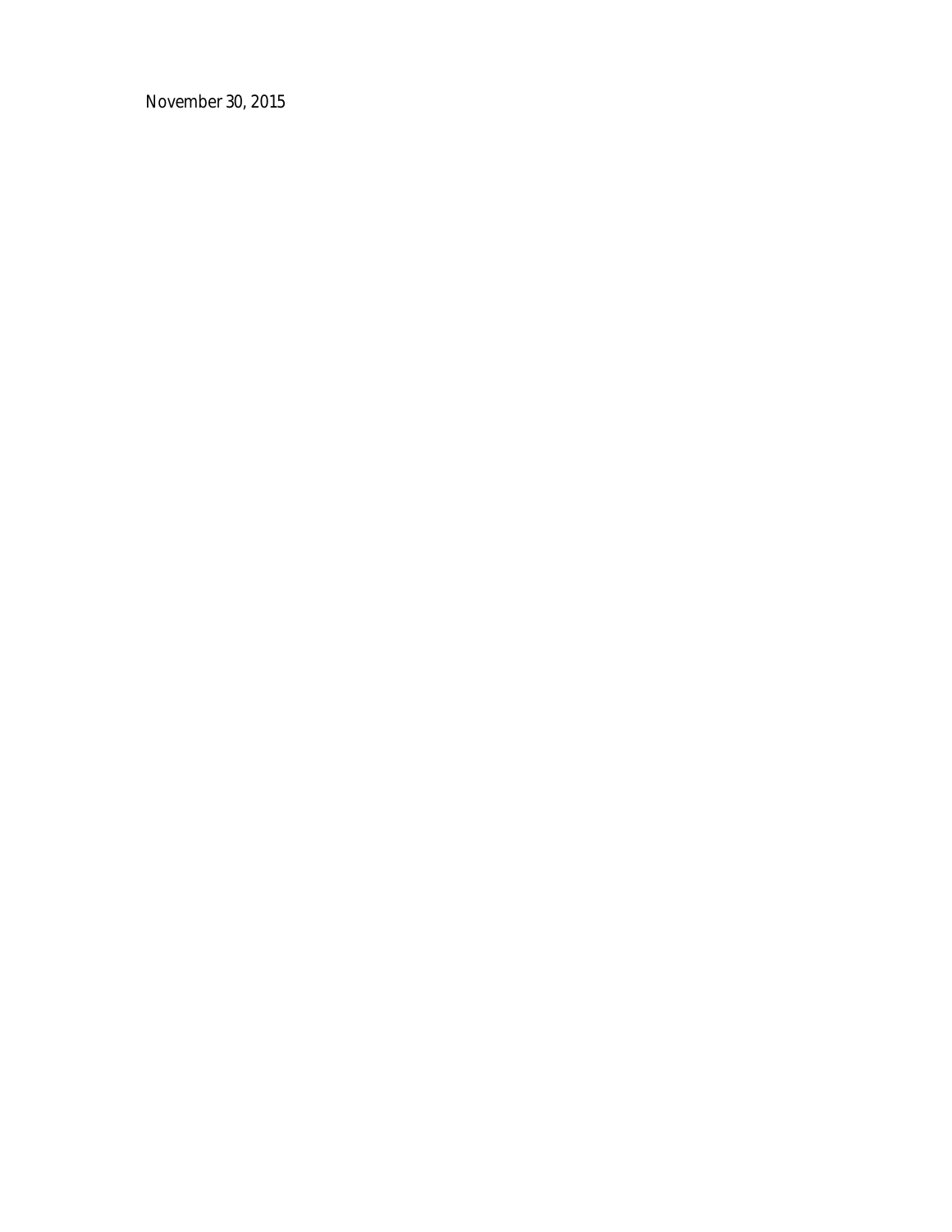November 30, 2015